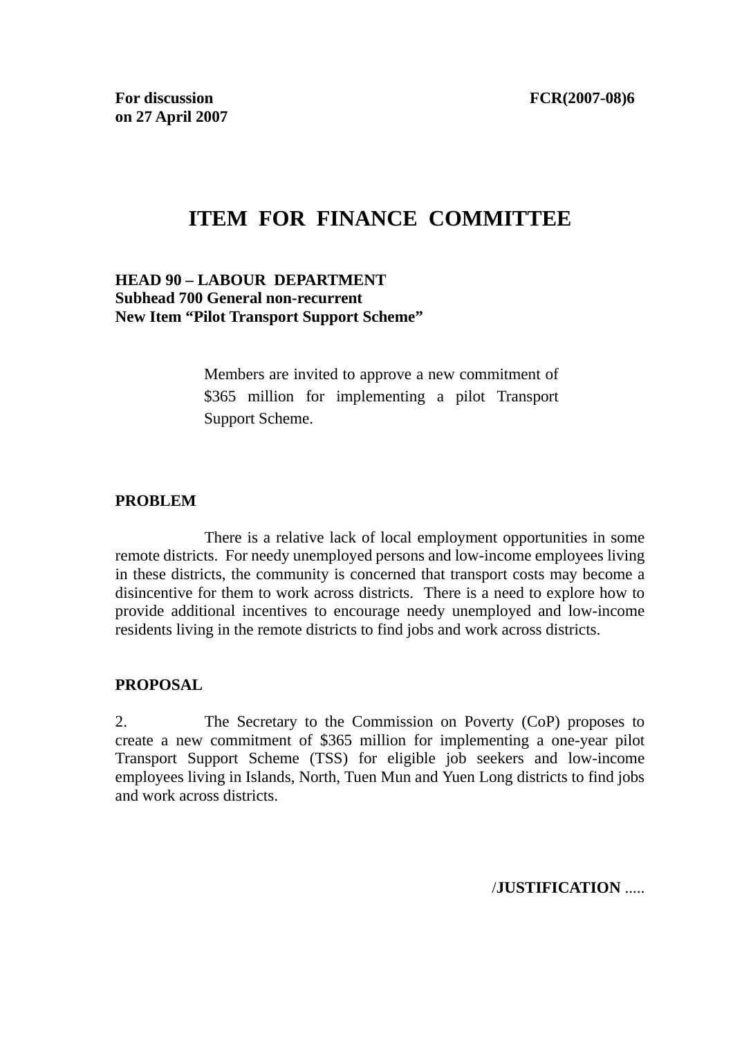**For discussion on 27 April 2007**

**FCR(2007-08)6**

# ITEM FOR FINANCE COMMITTEE

**HEAD 90 – LABOUR DEPARTMENT**
**Subhead 700 General non-recurrent**
**New Item "Pilot Transport Support Scheme"**

> Members are invited to approve a new commitment of $365 million for implementing a pilot Transport Support Scheme.

## PROBLEM

There is a relative lack of local employment opportunities in some remote districts. For needy unemployed persons and low-income employees living in these districts, the community is concerned that transport costs may become a disincentive for them to work across districts. There is a need to explore how to provide additional incentives to encourage needy unemployed and low-income residents living in the remote districts to find jobs and work across districts.

## PROPOSAL

2. The Secretary to the Commission on Poverty (CoP) proposes to create a new commitment of $365 million for implementing a one-year pilot Transport Support Scheme (TSS) for eligible job seekers and low-income employees living in Islands, North, Tuen Mun and Yuen Long districts to find jobs and work across districts.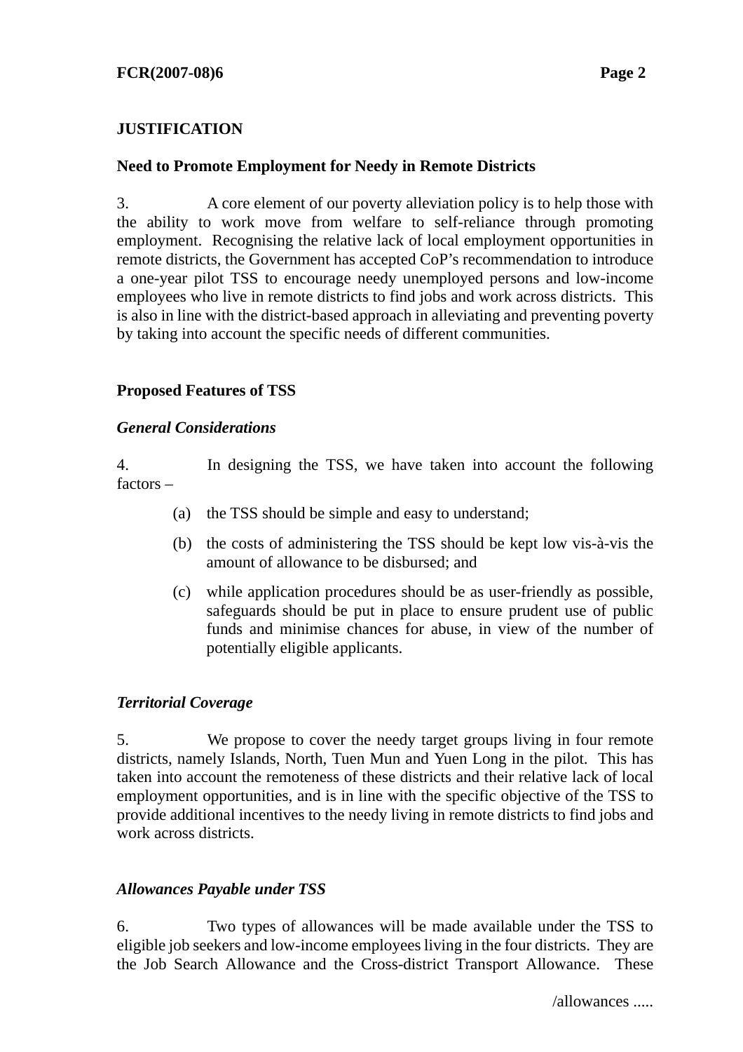## JUSTIFICATION

### Need to Promote Employment for Needy in Remote Districts

3. A core element of our poverty alleviation policy is to help those with the ability to work move from welfare to self-reliance through promoting employment. Recognising the relative lack of local employment opportunities in remote districts, the Government has accepted CoP's recommendation to introduce a one-year pilot TSS to encourage needy unemployed persons and low-income employees who live in remote districts to find jobs and work across districts. This is also in line with the district-based approach in alleviating and preventing poverty by taking into account the specific needs of different communities.

### Proposed Features of TSS

#### *General Considerations*

4. In designing the TSS, we have taken into account the following factors –

(a) the TSS should be simple and easy to understand;

(b) the costs of administering the TSS should be kept low vis-à-vis the amount of allowance to be disbursed; and

(c) while application procedures should be as user-friendly as possible, safeguards should be put in place to ensure prudent use of public funds and minimise chances for abuse, in view of the number of potentially eligible applicants.

#### *Territorial Coverage*

5. We propose to cover the needy target groups living in four remote districts, namely Islands, North, Tuen Mun and Yuen Long in the pilot. This has taken into account the remoteness of these districts and their relative lack of local employment opportunities, and is in line with the specific objective of the TSS to provide additional incentives to the needy living in remote districts to find jobs and work across districts.

#### *Allowances Payable under TSS*

6. Two types of allowances will be made available under the TSS to eligible job seekers and low-income employees living in the four districts. They are the Job Search Allowance and the Cross-district Transport Allowance. These

/allowances .....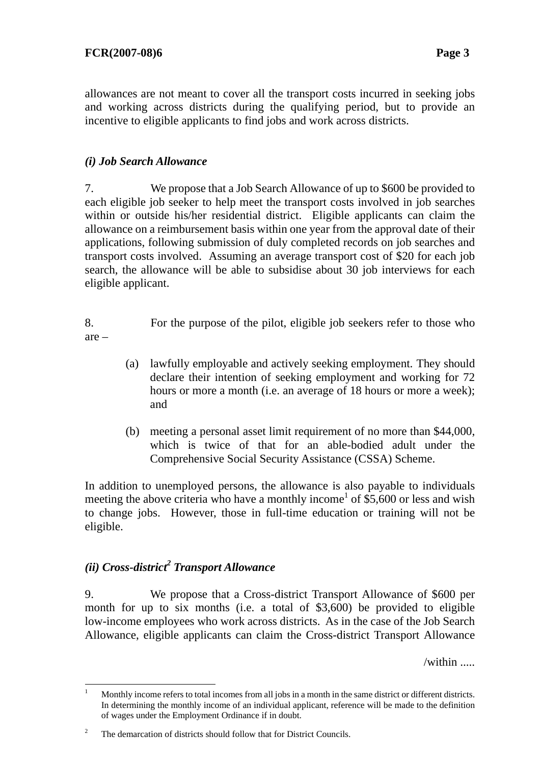allowances are not meant to cover all the transport costs incurred in seeking jobs and working across districts during the qualifying period, but to provide an incentive to eligible applicants to find jobs and work across districts.

### *(i) Job Search Allowance*

7. We propose that a Job Search Allowance of up to $600 be provided to each eligible job seeker to help meet the transport costs involved in job searches within or outside his/her residential district. Eligible applicants can claim the allowance on a reimbursement basis within one year from the approval date of their applications, following submission of duly completed records on job searches and transport costs involved. Assuming an average transport cost of $20 for each job search, the allowance will be able to subsidise about 30 job interviews for each eligible applicant.

8. For the purpose of the pilot, eligible job seekers refer to those who are –

(a) lawfully employable and actively seeking employment. They should declare their intention of seeking employment and working for 72 hours or more a month (i.e. an average of 18 hours or more a week); and

(b) meeting a personal asset limit requirement of no more than $44,000, which is twice of that for an able-bodied adult under the Comprehensive Social Security Assistance (CSSA) Scheme.

In addition to unemployed persons, the allowance is also payable to individuals meeting the above criteria who have a monthly income[1] of $5,600 or less and wish to change jobs. However, those in full-time education or training will not be eligible.

### *(ii) Cross-district[2] Transport Allowance*

9. We propose that a Cross-district Transport Allowance of $600 per month for up to six months (i.e. a total of $3,600) be provided to eligible low-income employees who work across districts. As in the case of the Job Search Allowance, eligible applicants can claim the Cross-district Transport Allowance

/within .....

---

[1] Monthly income refers to total incomes from all jobs in a month in the same district or different districts. In determining the monthly income of an individual applicant, reference will be made to the definition of wages under the Employment Ordinance if in doubt.

[2] The demarcation of districts should follow that for District Councils.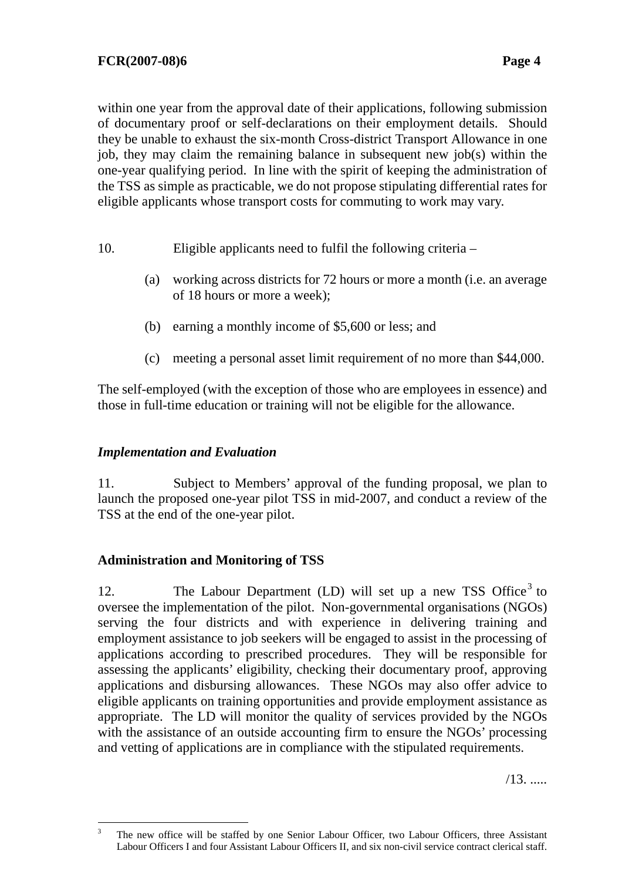within one year from the approval date of their applications, following submission of documentary proof or self-declarations on their employment details. Should they be unable to exhaust the six-month Cross-district Transport Allowance in one job, they may claim the remaining balance in subsequent new job(s) within the one-year qualifying period. In line with the spirit of keeping the administration of the TSS as simple as practicable, we do not propose stipulating differential rates for eligible applicants whose transport costs for commuting to work may vary.

10. Eligible applicants need to fulfil the following criteria –

(a) working across districts for 72 hours or more a month (i.e. an average of 18 hours or more a week);

(b) earning a monthly income of $5,600 or less; and

(c) meeting a personal asset limit requirement of no more than $44,000.

The self-employed (with the exception of those who are employees in essence) and those in full-time education or training will not be eligible for the allowance.

*Implementation and Evaluation*

11. Subject to Members' approval of the funding proposal, we plan to launch the proposed one-year pilot TSS in mid-2007, and conduct a review of the TSS at the end of the one-year pilot.

**Administration and Monitoring of TSS**

12. The Labour Department (LD) will set up a new TSS Office[3] to oversee the implementation of the pilot. Non-governmental organisations (NGOs) serving the four districts and with experience in delivering training and employment assistance to job seekers will be engaged to assist in the processing of applications according to prescribed procedures. They will be responsible for assessing the applicants' eligibility, checking their documentary proof, approving applications and disbursing allowances. These NGOs may also offer advice to eligible applicants on training opportunities and provide employment assistance as appropriate. The LD will monitor the quality of services provided by the NGOs with the assistance of an outside accounting firm to ensure the NGOs' processing and vetting of applications are in compliance with the stipulated requirements.

/13. .....

---

[3] The new office will be staffed by one Senior Labour Officer, two Labour Officers, three Assistant Labour Officers I and four Assistant Labour Officers II, and six non-civil service contract clerical staff.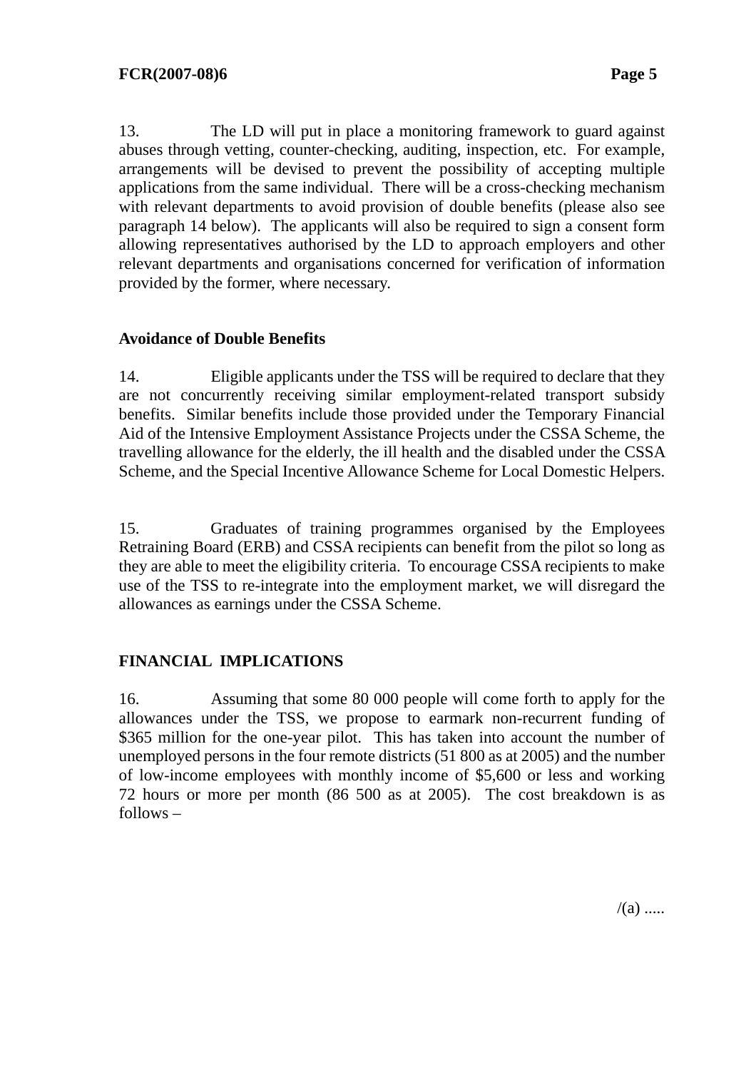13. The LD will put in place a monitoring framework to guard against abuses through vetting, counter-checking, auditing, inspection, etc. For example, arrangements will be devised to prevent the possibility of accepting multiple applications from the same individual. There will be a cross-checking mechanism with relevant departments to avoid provision of double benefits (please also see paragraph 14 below). The applicants will also be required to sign a consent form allowing representatives authorised by the LD to approach employers and other relevant departments and organisations concerned for verification of information provided by the former, where necessary.

**Avoidance of Double Benefits**

14. Eligible applicants under the TSS will be required to declare that they are not concurrently receiving similar employment-related transport subsidy benefits. Similar benefits include those provided under the Temporary Financial Aid of the Intensive Employment Assistance Projects under the CSSA Scheme, the travelling allowance for the elderly, the ill health and the disabled under the CSSA Scheme, and the Special Incentive Allowance Scheme for Local Domestic Helpers.

15. Graduates of training programmes organised by the Employees Retraining Board (ERB) and CSSA recipients can benefit from the pilot so long as they are able to meet the eligibility criteria. To encourage CSSA recipients to make use of the TSS to re-integrate into the employment market, we will disregard the allowances as earnings under the CSSA Scheme.

**FINANCIAL IMPLICATIONS**

16. Assuming that some 80 000 people will come forth to apply for the allowances under the TSS, we propose to earmark non-recurrent funding of $365 million for the one-year pilot. This has taken into account the number of unemployed persons in the four remote districts (51 800 as at 2005) and the number of low-income employees with monthly income of $5,600 or less and working 72 hours or more per month (86 500 as at 2005). The cost breakdown is as follows –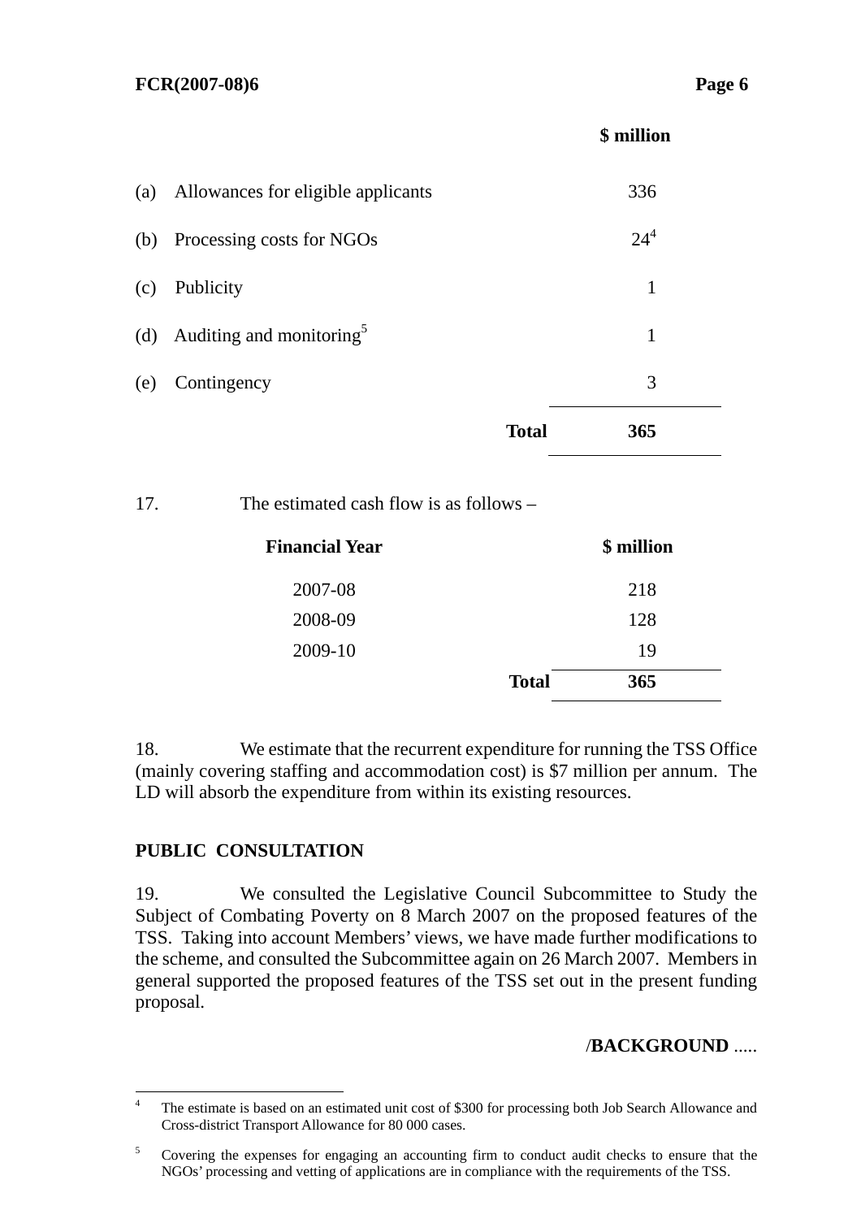| | $ million |
|---|---|
| (a) Allowances for eligible applicants | 336 |
| (b) Processing costs for NGOs | 24[4] |
| (c) Publicity | 1 |
| (d) Auditing and monitoring[5] | 1 |
| (e) Contingency | 3 |
| **Total** | **365** |

17. The estimated cash flow is as follows –

| Financial Year | $ million |
|---|---|
| 2007-08 | 218 |
| 2008-09 | 128 |
| 2009-10 | 19 |
| **Total** | **365** |

18. We estimate that the recurrent expenditure for running the TSS Office (mainly covering staffing and accommodation cost) is $7 million per annum. The LD will absorb the expenditure from within its existing resources.

## PUBLIC CONSULTATION

19. We consulted the Legislative Council Subcommittee to Study the Subject of Combating Poverty on 8 March 2007 on the proposed features of the TSS. Taking into account Members' views, we have made further modifications to the scheme, and consulted the Subcommittee again on 26 March 2007. Members in general supported the proposed features of the TSS set out in the present funding proposal.

/**BACKGROUND** .....

---

[4] The estimate is based on an estimated unit cost of $300 for processing both Job Search Allowance and Cross-district Transport Allowance for 80 000 cases.

[5] Covering the expenses for engaging an accounting firm to conduct audit checks to ensure that the NGOs' processing and vetting of applications are in compliance with the requirements of the TSS.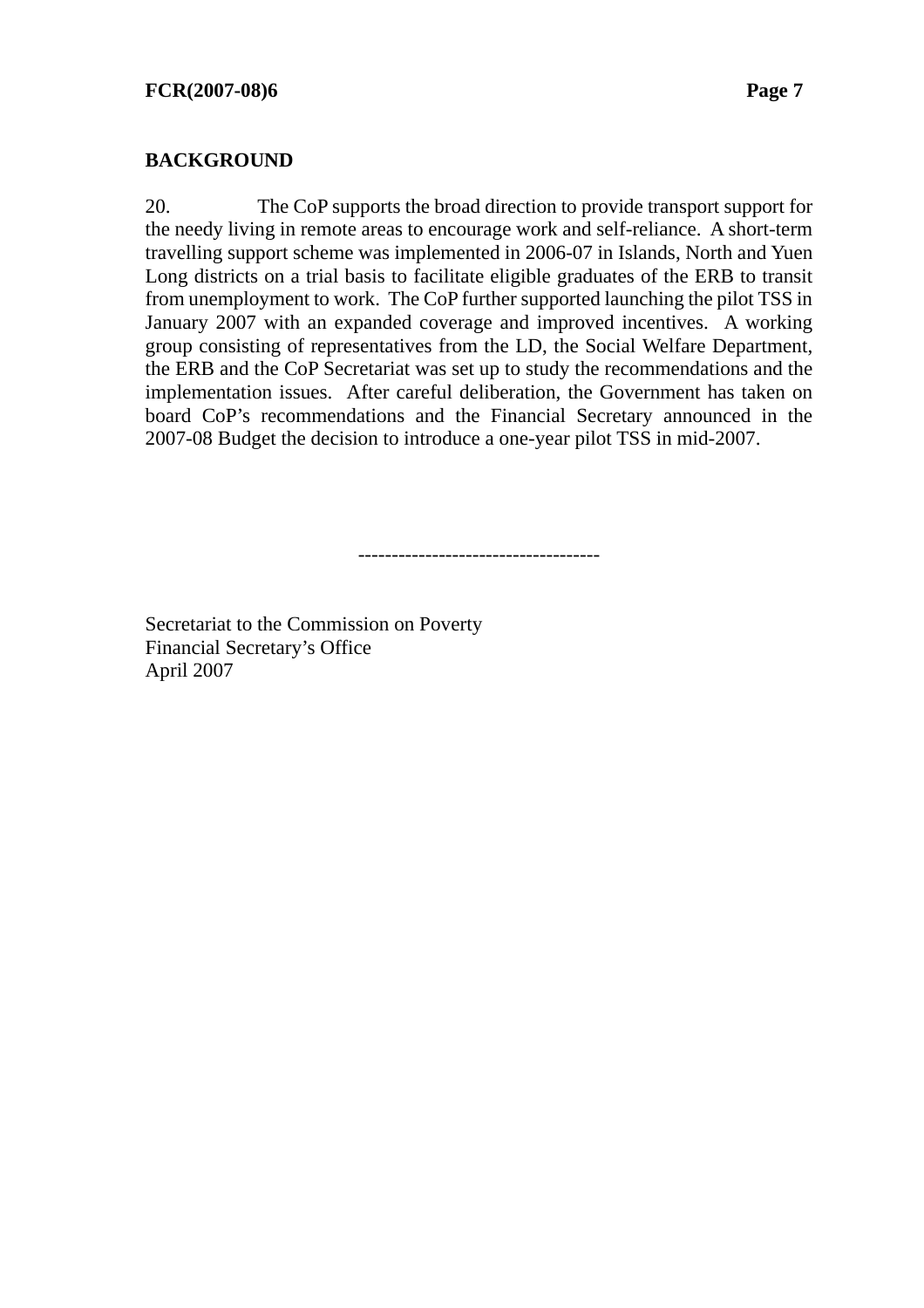**BACKGROUND**

20. The CoP supports the broad direction to provide transport support for the needy living in remote areas to encourage work and self-reliance. A short-term travelling support scheme was implemented in 2006-07 in Islands, North and Yuen Long districts on a trial basis to facilitate eligible graduates of the ERB to transit from unemployment to work. The CoP further supported launching the pilot TSS in January 2007 with an expanded coverage and improved incentives. A working group consisting of representatives from the LD, the Social Welfare Department, the ERB and the CoP Secretariat was set up to study the recommendations and the implementation issues. After careful deliberation, the Government has taken on board CoP's recommendations and the Financial Secretary announced in the 2007-08 Budget the decision to introduce a one-year pilot TSS in mid-2007.

-----------------------------------

Secretariat to the Commission on Poverty
Financial Secretary's Office
April 2007